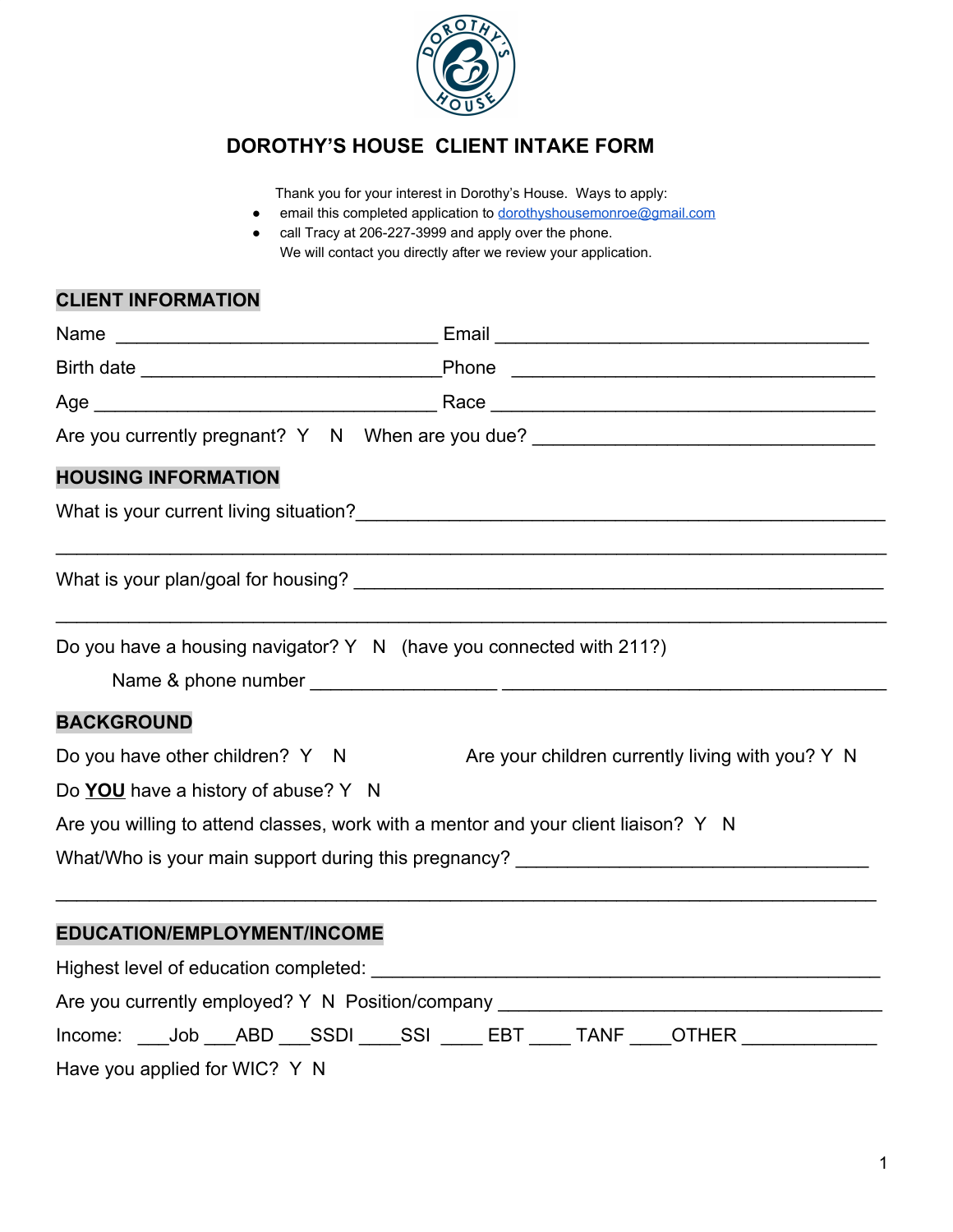# DOROTHY'S HOUSE CLIENT INTAKE FORM

Thank you for your interest in Dorothy's House. Ways to apply:

- email this completed application to dorothyshousemonroe@gmail.com
- call Tracy at 206-227-3999 and apply over the phone.

We will contact you directly after we review your application.

## CLIENT INFORMATION

Name ______________________________ Email ___________________________________

Birth date ____________________________ Phone ___________________________________

Age ________________________________ Race ____________________________________

Are you currently pregnant? Y N When are you due? _________________________________

## HOUSING INFORMATION

What is your current living situation?__________________________________________________

______________________________________________________________________________

What is your plan/goal for housing? ___________________________________________________

______________________________________________________________________________

Do you have a housing navigator? Y N (have you connected with 211?)

Name & phone number _________________ _____________________________________

## BACKGROUND

Do you have other children? Y N Are your children currently living with you? Y N

Do **YOU** have a history of abuse? Y N

Are you willing to attend classes, work with a mentor and your client liaison? Y N

What/Who is your main support during this pregnancy? __________________________________

______________________________________________________________________________

## EDUCATION/EMPLOYMENT/INCOME

Highest level of education completed: ________________________________________________

Are you currently employed? Y N Position/company ____________________________________

Income: ___Job ___ABD ___SSDI ____SSI ____ EBT ____ TANF ____OTHER _____________

Have you applied for WIC? Y N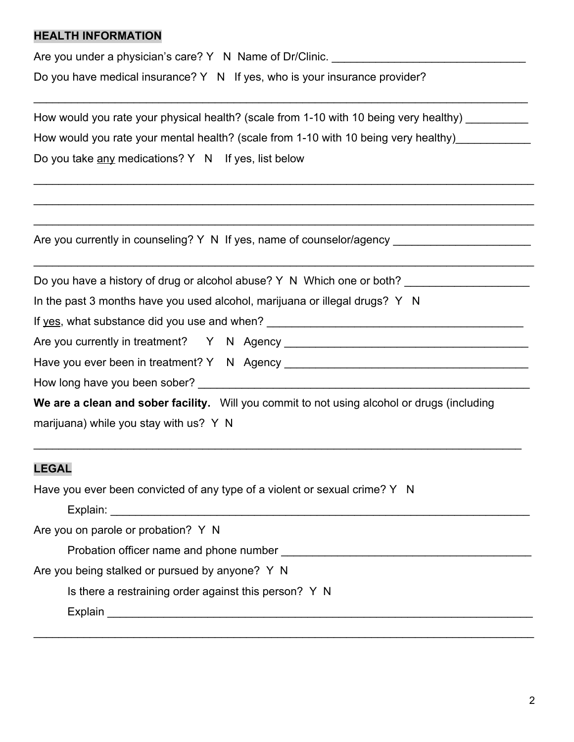## HEALTH INFORMATION

Are you under a physician's care? Y N Name of Dr/Clinic. _______________________________

Do you have medical insurance? Y N If yes, who is your insurance provider?

_________________________________________________________________________________

How would you rate your physical health? (scale from 1-10 with 10 being very healthy) __________

How would you rate your mental health? (scale from 1-10 with 10 being very healthy)____________

Do you take <u>any</u> medications? Y N If yes, list below

_________________________________________________________________________________

_________________________________________________________________________________

_________________________________________________________________________________

Are you currently in counseling? Y N If yes, name of counselor/agency ______________________

_________________________________________________________________________________

Do you have a history of drug or alcohol abuse? Y N Which one or both? ____________________

In the past 3 months have you used alcohol, marijuana or illegal drugs? Y N

If <u>yes</u>, what substance did you use and when? __________________________________________

Are you currently in treatment? Y N Agency ________________________________________

Have you ever been in treatment? Y N Agency ________________________________________

How long have you been sober? ________________________________________________________

**We are a clean and sober facility.** Will you commit to not using alcohol or drugs (including marijuana) while you stay with us? Y N

_________________________________________________________________________________

## LEGAL

Have you ever been convicted of any type of a violent or sexual crime? Y N

Explain: ____________________________________________________________________

Are you on parole or probation? Y N

Probation officer name and phone number ________________________________________

Are you being stalked or pursued by anyone? Y N

Is there a restraining order against this person? Y N

Explain ______________________________________________________________________

_________________________________________________________________________________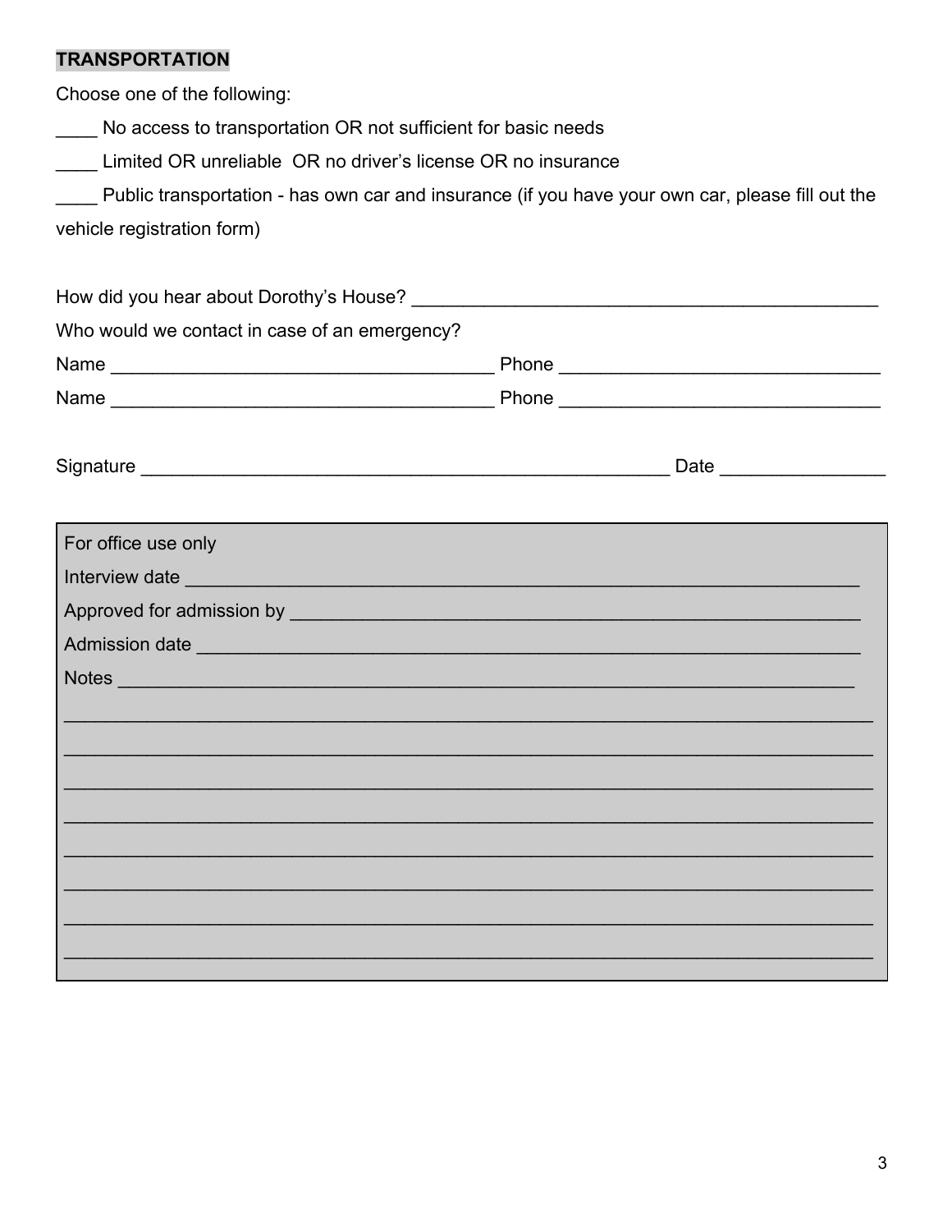**TRANSPORTATION**

Choose one of the following:

____ No access to transportation OR not sufficient for basic needs

____ Limited OR unreliable  OR no driver's license OR no insurance

____ Public transportation - has own car and insurance (if you have your own car, please fill out the vehicle registration form)

How did you hear about Dorothy's House? _______________________________________________

Who would we contact in case of an emergency?

Name _____________________________________ Phone _______________________________

Name _____________________________________ Phone _______________________________

Signature ___________________________________________________ Date ________________

For office use only

Interview date ______________________________________________________________

Approved for admission by ___________________________________________________

Admission date _____________________________________________________________

Notes _____________________________________________________________________

___________________________________________________________________________

___________________________________________________________________________

___________________________________________________________________________

___________________________________________________________________________

___________________________________________________________________________

___________________________________________________________________________

___________________________________________________________________________

___________________________________________________________________________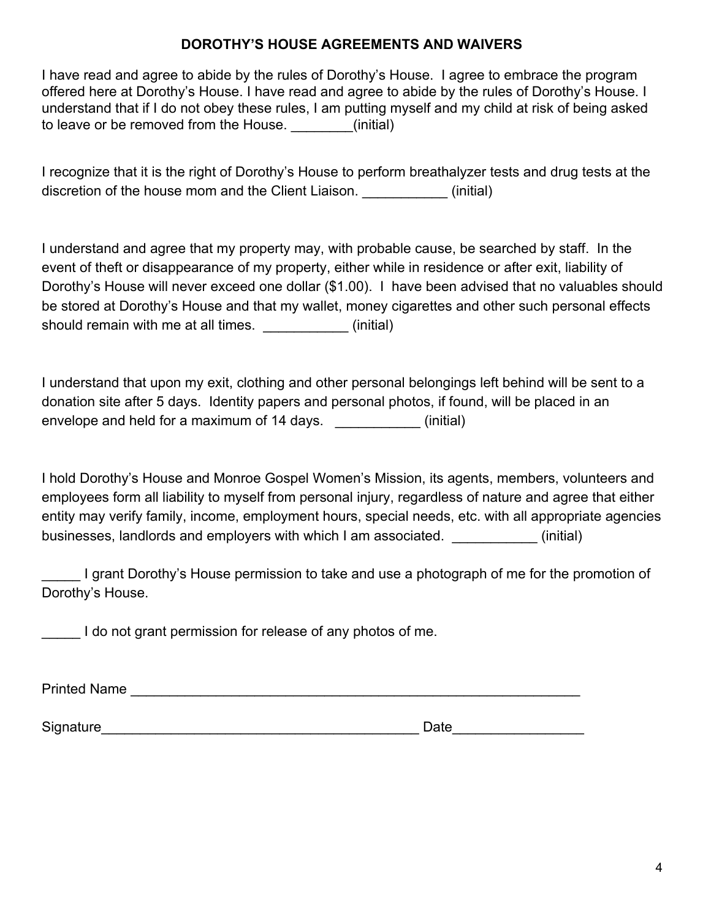## DOROTHY'S HOUSE AGREEMENTS AND WAIVERS

I have read and agree to abide by the rules of Dorothy's House. I agree to embrace the program offered here at Dorothy's House. I have read and agree to abide by the rules of Dorothy's House. I understand that if I do not obey these rules, I am putting myself and my child at risk of being asked to leave or be removed from the House. ________(initial)

I recognize that it is the right of Dorothy's House to perform breathalyzer tests and drug tests at the discretion of the house mom and the Client Liaison. ___________ (initial)

I understand and agree that my property may, with probable cause, be searched by staff. In the event of theft or disappearance of my property, either while in residence or after exit, liability of Dorothy's House will never exceed one dollar ($1.00). I have been advised that no valuables should be stored at Dorothy's House and that my wallet, money cigarettes and other such personal effects should remain with me at all times. ___________ (initial)

I understand that upon my exit, clothing and other personal belongings left behind will be sent to a donation site after 5 days. Identity papers and personal photos, if found, will be placed in an envelope and held for a maximum of 14 days. ___________ (initial)

I hold Dorothy's House and Monroe Gospel Women's Mission, its agents, members, volunteers and employees form all liability to myself from personal injury, regardless of nature and agree that either entity may verify family, income, employment hours, special needs, etc. with all appropriate agencies businesses, landlords and employers with which I am associated. ___________ (initial)

_____ I grant Dorothy's House permission to take and use a photograph of me for the promotion of Dorothy's House.

_____ I do not grant permission for release of any photos of me.

Printed Name ______________________________________________________________

Signature__________________________________________ Date_________________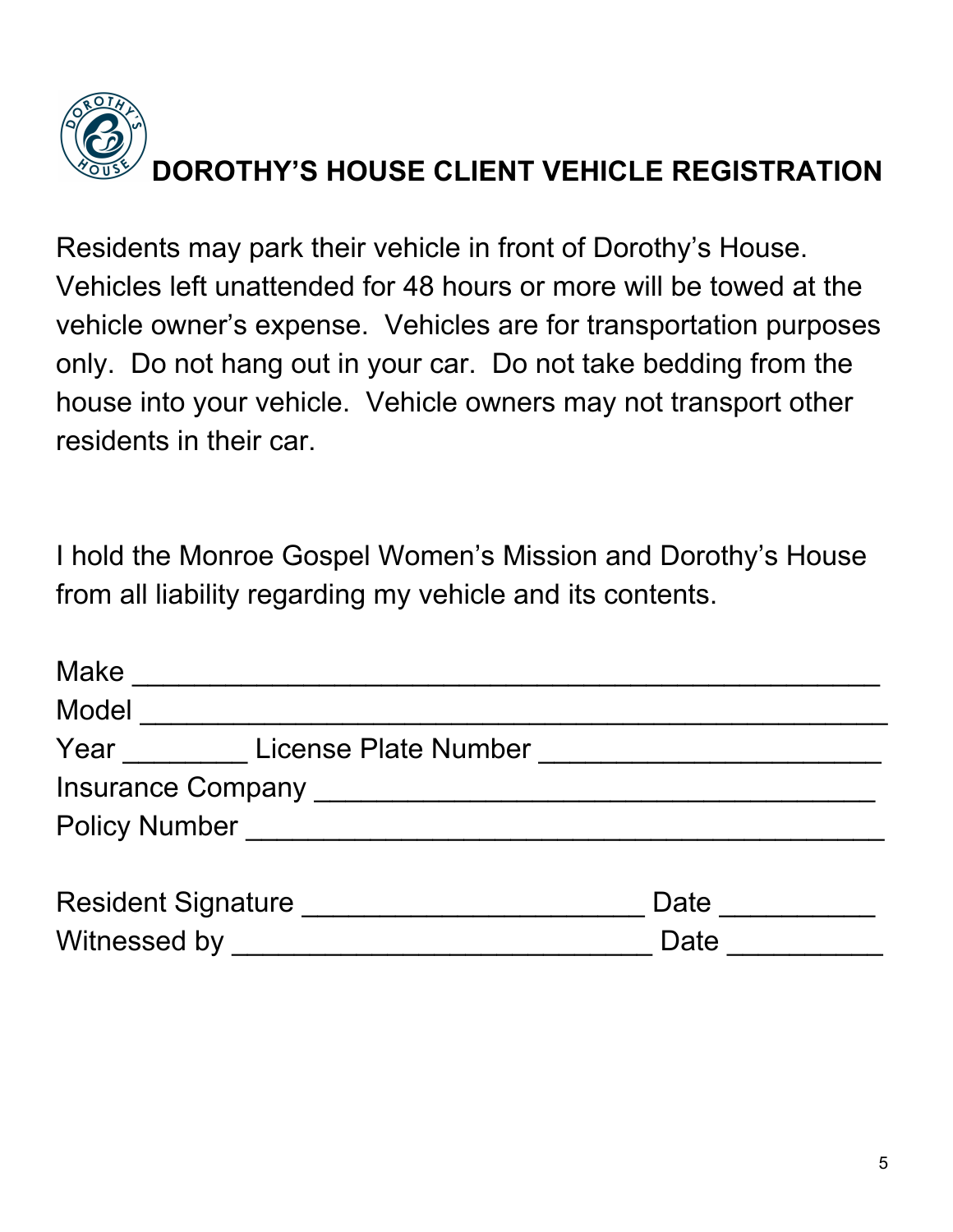# DOROTHY'S HOUSE CLIENT VEHICLE REGISTRATION

Residents may park their vehicle in front of Dorothy's House. Vehicles left unattended for 48 hours or more will be towed at the vehicle owner's expense. Vehicles are for transportation purposes only. Do not hang out in your car. Do not take bedding from the house into your vehicle. Vehicle owners may not transport other residents in their car.

I hold the Monroe Gospel Women's Mission and Dorothy's House from all liability regarding my vehicle and its contents.

Make ___________________________________________

Model ___________________________________________

Year ________ License Plate Number ______________________

Insurance Company ____________________________________

Policy Number ________________________________________

Resident Signature ______________________ Date __________

Witnessed by ___________________________ Date __________